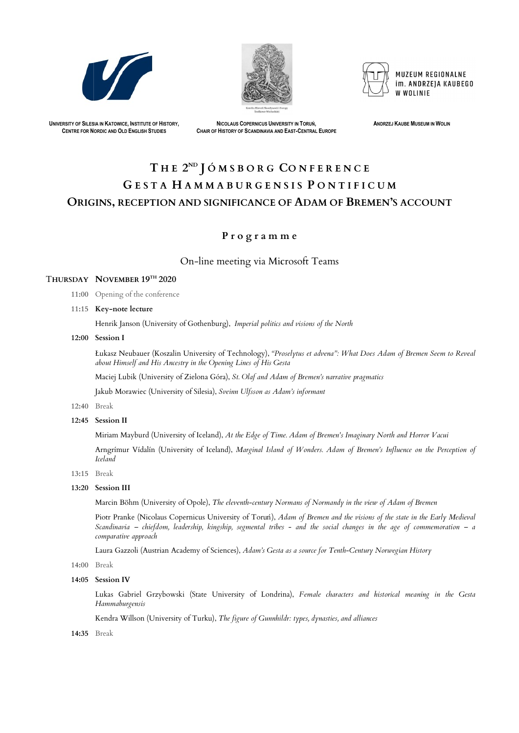UNIVERSITY OF SILESIA IN KATOWICE, INSTITUTE OF HISTORY, CENTRE FOR NORDIC AND OLD ENGLISH STUDIES

NICOLAUS COPERNICUS UNIVERSITY IN TORUŃ, CHAIR OF HISTORY OF SCANDINAVIA AND EAST-CENTRAL EUROPE

MUZEUM REGIONALNE im. ANDRZEJA KAUBEGO W WOLINIE

ANDRZEJ KAUBE MUSEUM IN WOLIN

# THE 2ND JÓMSBORG CONFERENCE
# GESTA HAMMABURGENSIS PONTIFICUM
## ORIGINS, RECEPTION AND SIGNIFICANCE OF ADAM OF BREMEN'S ACCOUNT

### Programme

On-line meeting via Microsoft Teams

**THURSDAY NOVEMBER 19TH 2020**

**11:00** Opening of the conference

**11:15 Key-note lecture**

Henrik Janson (University of Gothenburg), *Imperial politics and visions of the North*

**12:00 Session I**

Łukasz Neubauer (Koszalin University of Technology), *"Proselytus et advena": What Does Adam of Bremen Seem to Reveal about Himself and His Ancestry in the Opening Lines of His Gesta*

Maciej Lubik (University of Zielona Góra), *St. Olaf and Adam of Bremen's narrative pragmatics*

Jakub Morawiec (University of Silesia), *Sveinn Ulfsson as Adam's informant*

**12:40** Break

**12:45 Session II**

Miriam Mayburd (University of Iceland), *At the Edge of Time. Adam of Bremen's Imaginary North and Horror Vacui*

Arngrímur Vídalín (University of Iceland), *Marginal Island of Wonders. Adam of Bremen's Influence on the Perception of Iceland*

**13:15** Break

**13:20 Session III**

Marcin Böhm (University of Opole), *The eleventh-century Normans of Normandy in the view of Adam of Bremen*

Piotr Pranke (Nicolaus Copernicus University of Toruń), *Adam of Bremen and the visions of the state in the Early Medieval Scandinavia – chiefdom, leadership, kingship, segmental tribes - and the social changes in the age of commemoration – a comparative approach*

Laura Gazzoli (Austrian Academy of Sciences), *Adam's Gesta as a source for Tenth-Century Norwegian History*

**14:00** Break

**14:05 Session IV**

Lukas Gabriel Grzybowski (State University of Londrina), *Female characters and historical meaning in the Gesta Hammaburgensis*

Kendra Willson (University of Turku), *The figure of Gunnhildr: types, dynasties, and alliances*

**14:35** Break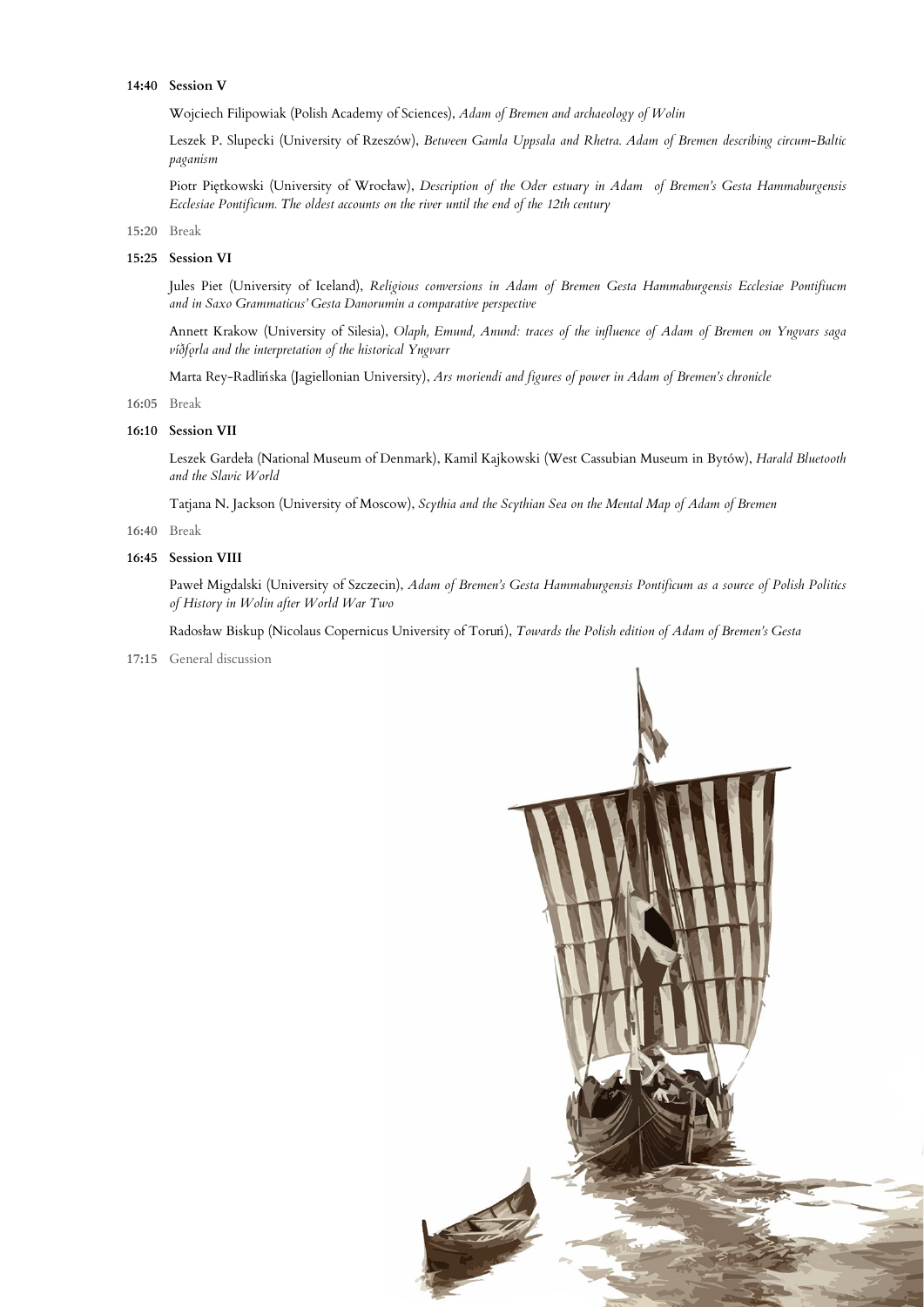**14:40 Session V**

Wojciech Filipowiak (Polish Academy of Sciences), *Adam of Bremen and archaeology of Wolin*

Leszek P. Slupecki (University of Rzeszów), *Between Gamla Uppsala and Rhetra. Adam of Bremen describing circum-Baltic paganism*

Piotr Piętkowski (University of Wrocław), *Description of the Oder estuary in Adam of Bremen's Gesta Hammaburgensis Ecclesiae Pontificum. The oldest accounts on the river until the end of the 12th century*

15:20 Break

**15:25 Session VI**

Jules Piet (University of Iceland), *Religious conversions in Adam of Bremen Gesta Hammaburgensis Ecclesiae Pontifiucm and in Saxo Grammaticus' Gesta Danorumin a comparative perspective*

Annett Krakow (University of Silesia), *Olaph, Emund, Anund: traces of the influence of Adam of Bremen on Yngvars saga víðfǫrla and the interpretation of the historical Yngvarr*

Marta Rey-Radlińska (Jagiellonian University), *Ars moriendi and figures of power in Adam of Bremen's chronicle*

16:05 Break

**16:10 Session VII**

Leszek Gardeła (National Museum of Denmark), Kamil Kajkowski (West Cassubian Museum in Bytów), *Harald Bluetooth and the Slavic World*

Tatjana N. Jackson (University of Moscow), *Scythia and the Scythian Sea on the Mental Map of Adam of Bremen*

16:40 Break

**16:45 Session VIII**

Paweł Migdalski (University of Szczecin), *Adam of Bremen's Gesta Hammaburgensis Pontificum as a source of Polish Politics of History in Wolin after World War Two*

Radosław Biskup (Nicolaus Copernicus University of Toruń), *Towards the Polish edition of Adam of Bremen's Gesta*

17:15 General discussion